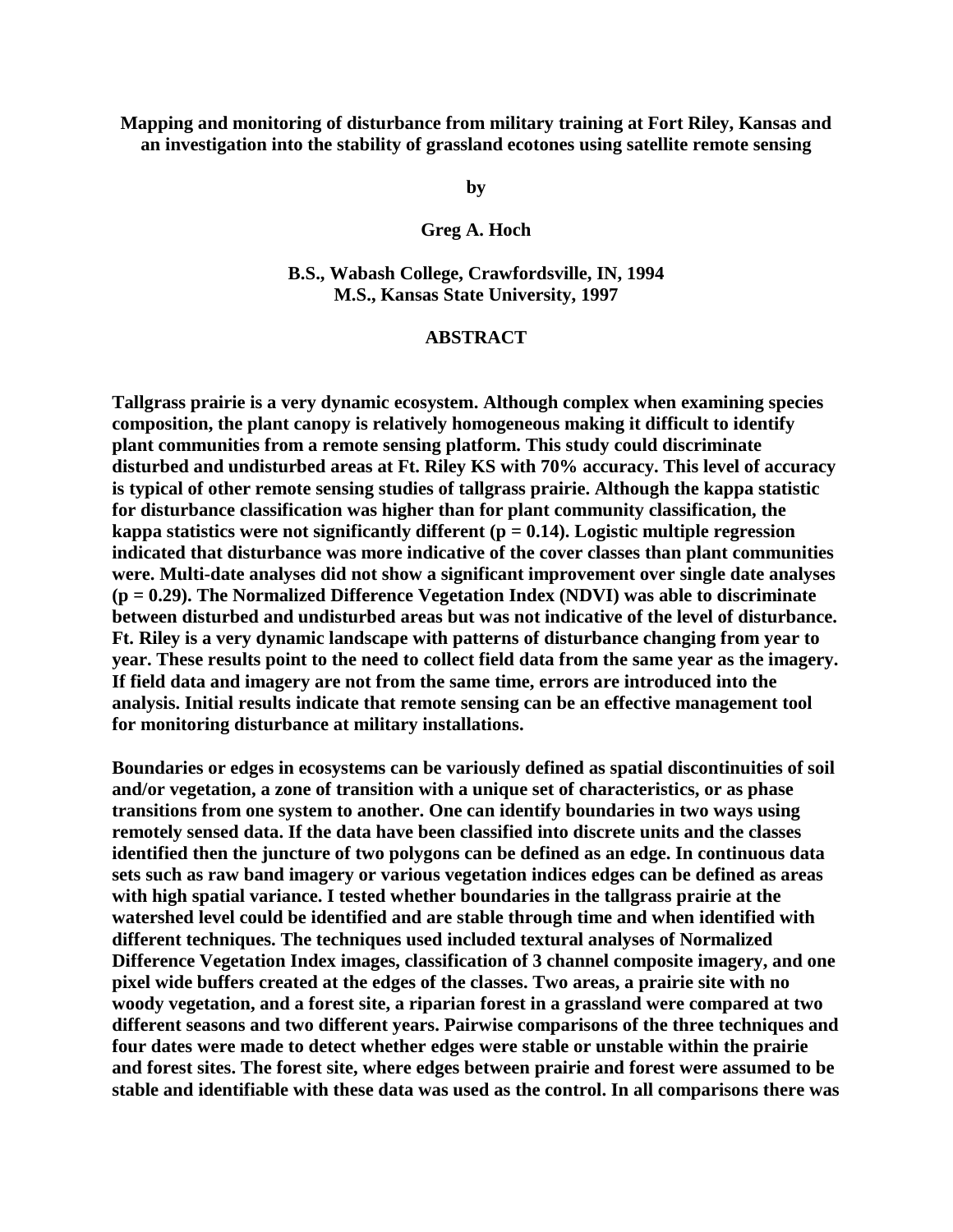**Mapping and monitoring of disturbance from military training at Fort Riley, Kansas and an investigation into the stability of grassland ecotones using satellite remote sensing**

**by**

**Greg A. Hoch**

**B.S., Wabash College, Crawfordsville, IN, 1994**
**M.S., Kansas State University, 1997**

## ABSTRACT

**Tallgrass prairie is a very dynamic ecosystem. Although complex when examining species composition, the plant canopy is relatively homogeneous making it difficult to identify plant communities from a remote sensing platform. This study could discriminate disturbed and undisturbed areas at Ft. Riley KS with 70% accuracy. This level of accuracy is typical of other remote sensing studies of tallgrass prairie. Although the kappa statistic for disturbance classification was higher than for plant community classification, the kappa statistics were not significantly different ($p = 0.14$). Logistic multiple regression indicated that disturbance was more indicative of the cover classes than plant communities were. Multi-date analyses did not show a significant improvement over single date analyses ($p = 0.29$). The Normalized Difference Vegetation Index (NDVI) was able to discriminate between disturbed and undisturbed areas but was not indicative of the level of disturbance. Ft. Riley is a very dynamic landscape with patterns of disturbance changing from year to year. These results point to the need to collect field data from the same year as the imagery. If field data and imagery are not from the same time, errors are introduced into the analysis. Initial results indicate that remote sensing can be an effective management tool for monitoring disturbance at military installations.**

**Boundaries or edges in ecosystems can be variously defined as spatial discontinuities of soil and/or vegetation, a zone of transition with a unique set of characteristics, or as phase transitions from one system to another. One can identify boundaries in two ways using remotely sensed data. If the data have been classified into discrete units and the classes identified then the juncture of two polygons can be defined as an edge. In continuous data sets such as raw band imagery or various vegetation indices edges can be defined as areas with high spatial variance. I tested whether boundaries in the tallgrass prairie at the watershed level could be identified and are stable through time and when identified with different techniques. The techniques used included textural analyses of Normalized Difference Vegetation Index images, classification of 3 channel composite imagery, and one pixel wide buffers created at the edges of the classes. Two areas, a prairie site with no woody vegetation, and a forest site, a riparian forest in a grassland were compared at two different seasons and two different years. Pairwise comparisons of the three techniques and four dates were made to detect whether edges were stable or unstable within the prairie and forest sites. The forest site, where edges between prairie and forest were assumed to be stable and identifiable with these data was used as the control. In all comparisons there was**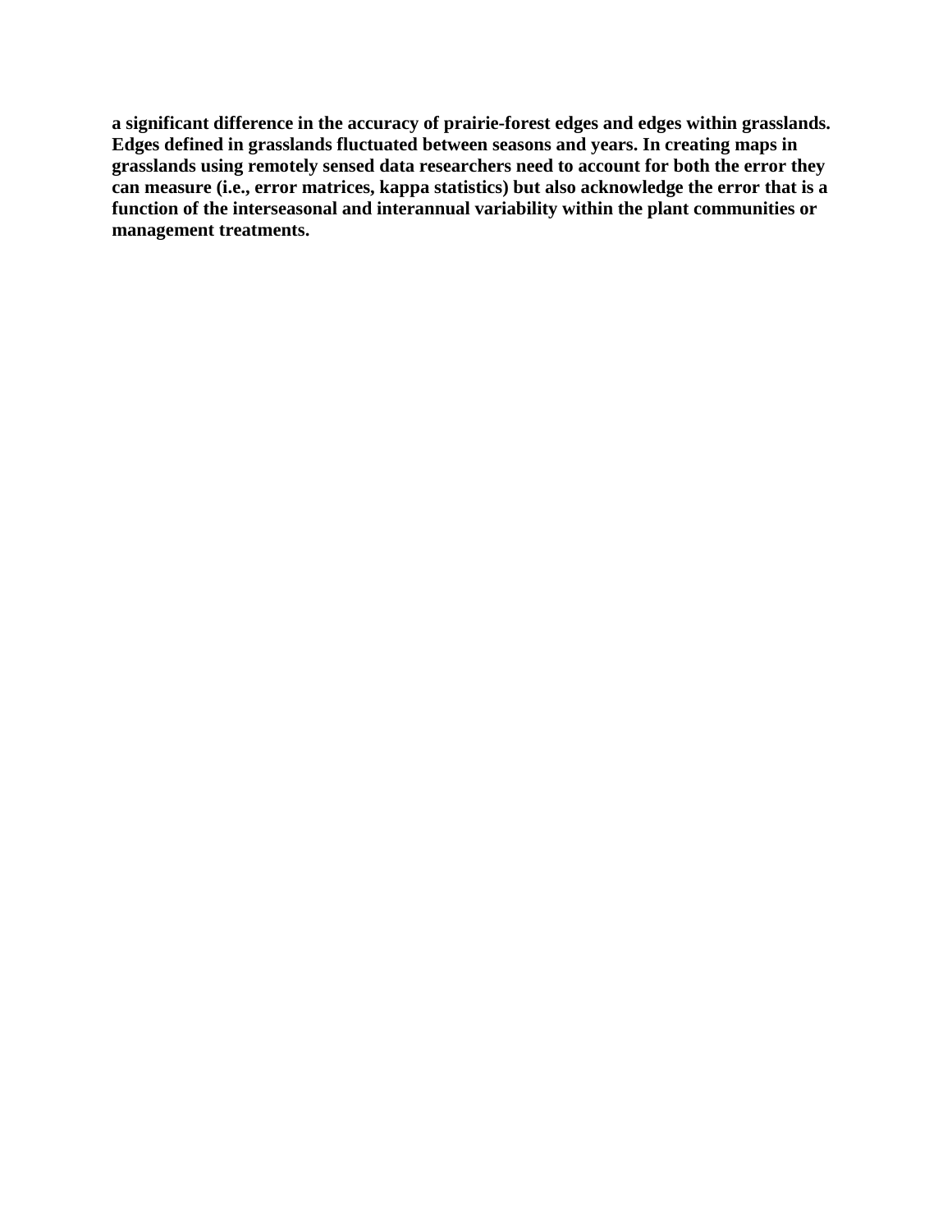**a significant difference in the accuracy of prairie-forest edges and edges within grasslands. Edges defined in grasslands fluctuated between seasons and years. In creating maps in grasslands using remotely sensed data researchers need to account for both the error they can measure (i.e., error matrices, kappa statistics) but also acknowledge the error that is a function of the interseasonal and interannual variability within the plant communities or management treatments.**